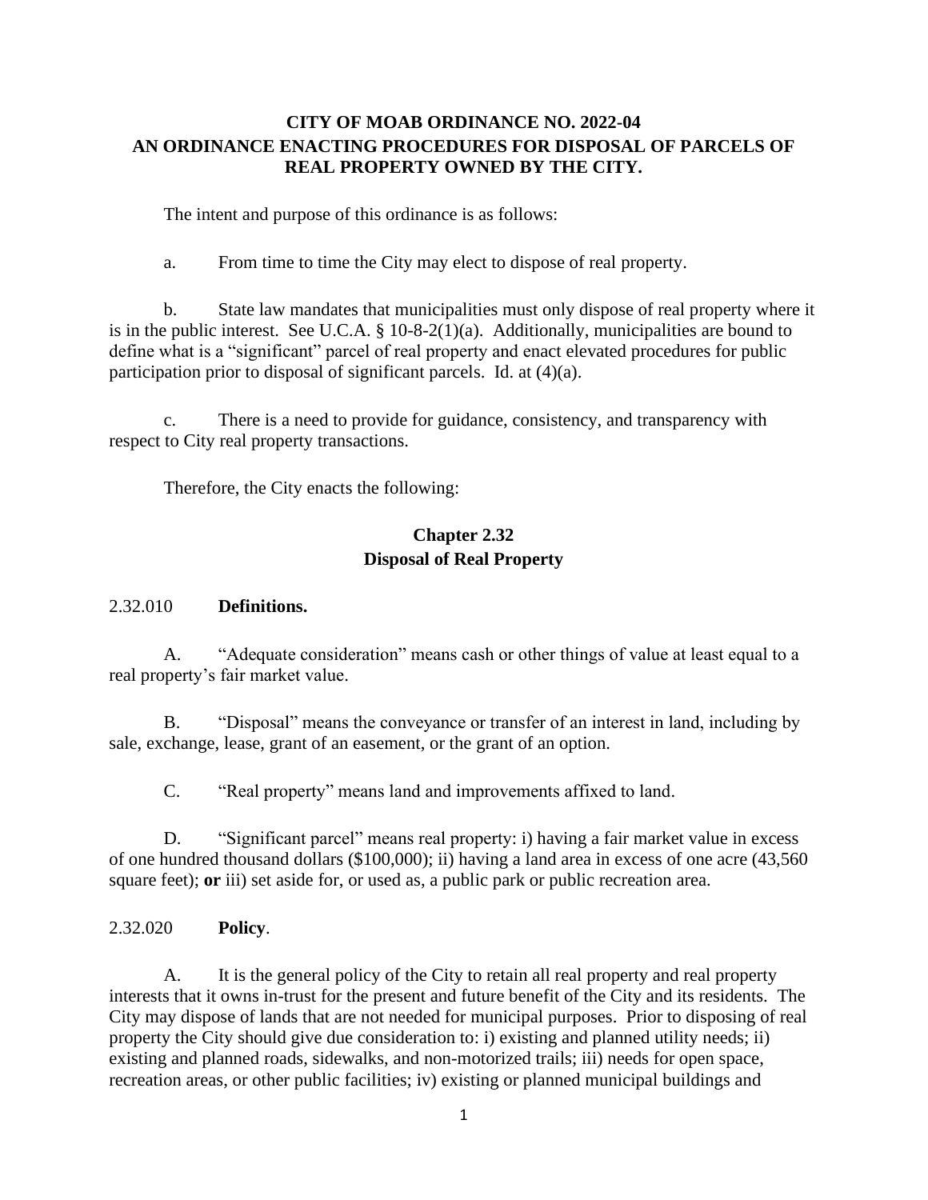# CITY OF MOAB ORDINANCE NO. 2022-04
## AN ORDINANCE ENACTING PROCEDURES FOR DISPOSAL OF PARCELS OF REAL PROPERTY OWNED BY THE CITY.

The intent and purpose of this ordinance is as follows:

a. From time to time the City may elect to dispose of real property.

b. State law mandates that municipalities must only dispose of real property where it is in the public interest. See U.C.A. § 10-8-2(1)(a). Additionally, municipalities are bound to define what is a "significant" parcel of real property and enact elevated procedures for public participation prior to disposal of significant parcels. Id. at (4)(a).

c. There is a need to provide for guidance, consistency, and transparency with respect to City real property transactions.

Therefore, the City enacts the following:

## Chapter 2.32
## Disposal of Real Property

2.32.010 **Definitions.**

A. "Adequate consideration" means cash or other things of value at least equal to a real property's fair market value.

B. "Disposal" means the conveyance or transfer of an interest in land, including by sale, exchange, lease, grant of an easement, or the grant of an option.

C. "Real property" means land and improvements affixed to land.

D. "Significant parcel" means real property: i) having a fair market value in excess of one hundred thousand dollars ($100,000); ii) having a land area in excess of one acre (43,560 square feet); **or** iii) set aside for, or used as, a public park or public recreation area.

2.32.020 **Policy**.

A. It is the general policy of the City to retain all real property and real property interests that it owns in-trust for the present and future benefit of the City and its residents. The City may dispose of lands that are not needed for municipal purposes. Prior to disposing of real property the City should give due consideration to: i) existing and planned utility needs; ii) existing and planned roads, sidewalks, and non-motorized trails; iii) needs for open space, recreation areas, or other public facilities; iv) existing or planned municipal buildings and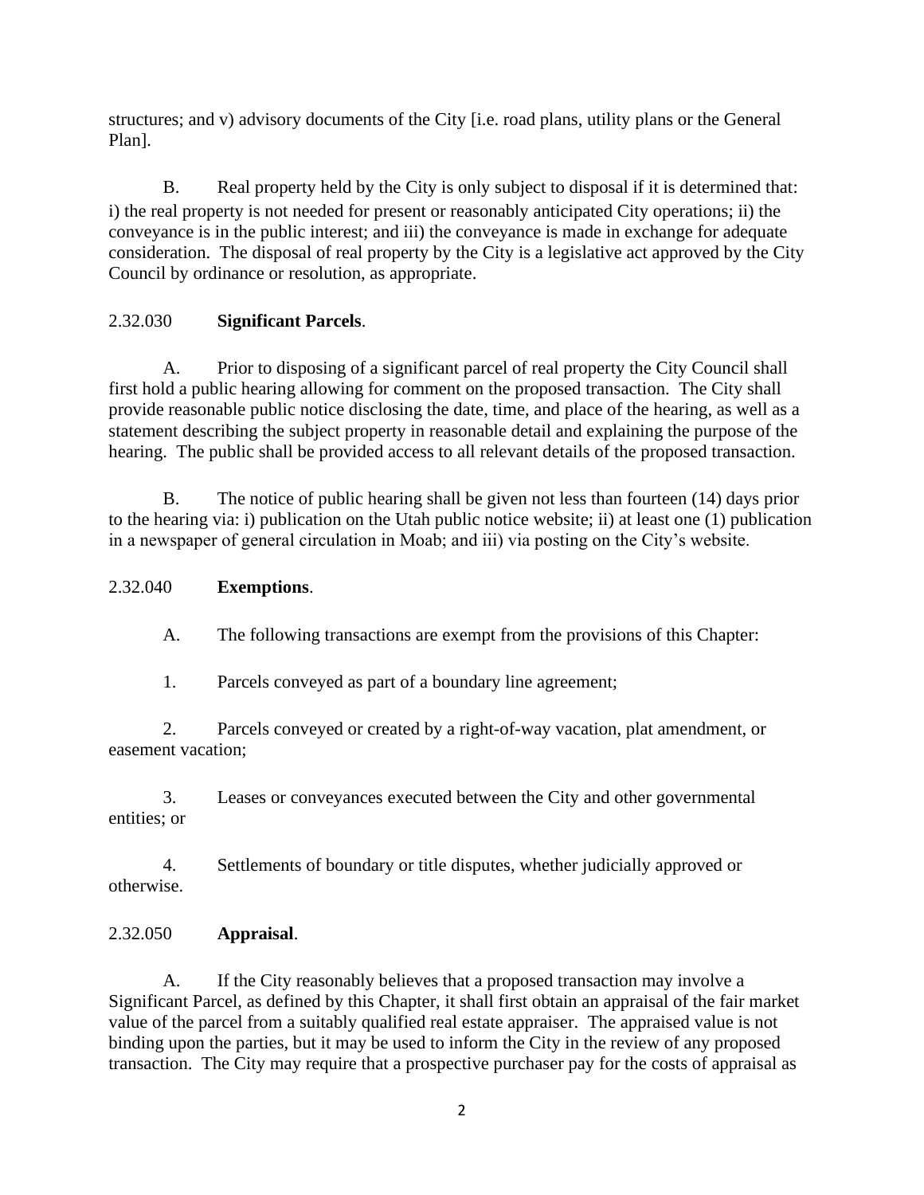structures; and v) advisory documents of the City [i.e. road plans, utility plans or the General Plan].

B. Real property held by the City is only subject to disposal if it is determined that: i) the real property is not needed for present or reasonably anticipated City operations; ii) the conveyance is in the public interest; and iii) the conveyance is made in exchange for adequate consideration. The disposal of real property by the City is a legislative act approved by the City Council by ordinance or resolution, as appropriate.

2.32.030 **Significant Parcels**.

A. Prior to disposing of a significant parcel of real property the City Council shall first hold a public hearing allowing for comment on the proposed transaction. The City shall provide reasonable public notice disclosing the date, time, and place of the hearing, as well as a statement describing the subject property in reasonable detail and explaining the purpose of the hearing. The public shall be provided access to all relevant details of the proposed transaction.

B. The notice of public hearing shall be given not less than fourteen (14) days prior to the hearing via: i) publication on the Utah public notice website; ii) at least one (1) publication in a newspaper of general circulation in Moab; and iii) via posting on the City's website.

2.32.040 **Exemptions**.

A. The following transactions are exempt from the provisions of this Chapter:

1. Parcels conveyed as part of a boundary line agreement;

2. Parcels conveyed or created by a right-of-way vacation, plat amendment, or easement vacation;

3. Leases or conveyances executed between the City and other governmental entities; or

4. Settlements of boundary or title disputes, whether judicially approved or otherwise.

2.32.050 **Appraisal**.

A. If the City reasonably believes that a proposed transaction may involve a Significant Parcel, as defined by this Chapter, it shall first obtain an appraisal of the fair market value of the parcel from a suitably qualified real estate appraiser. The appraised value is not binding upon the parties, but it may be used to inform the City in the review of any proposed transaction. The City may require that a prospective purchaser pay for the costs of appraisal as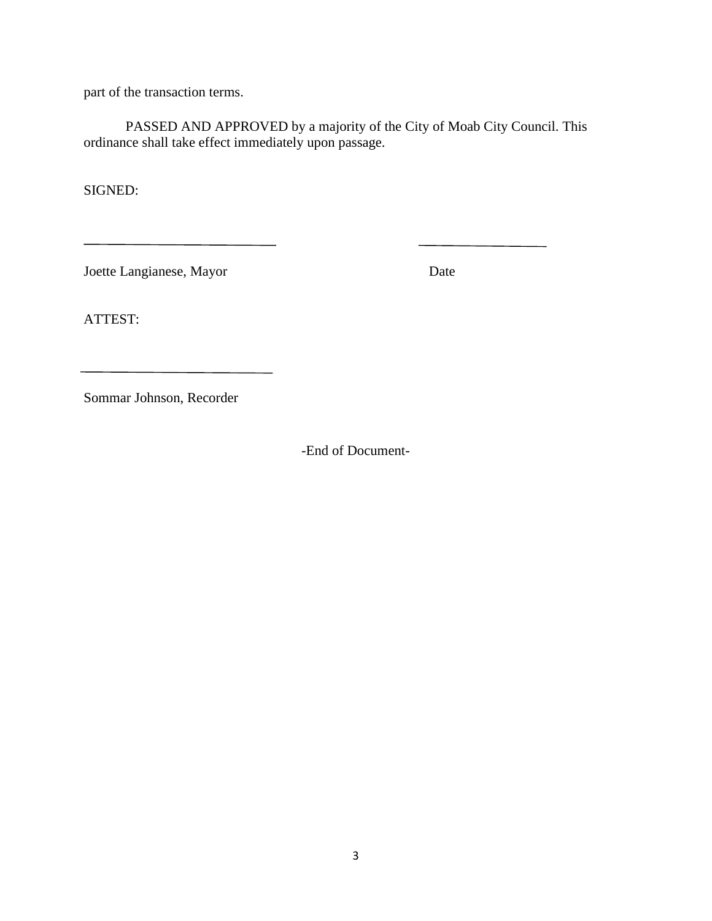part of the transaction terms.

PASSED AND APPROVED by a majority of the City of Moab City Council. This ordinance shall take effect immediately upon passage.

SIGNED:

\_\_\_\_\_\_\_\_\_\_\_\_\_\_\_\_\_\_\_\_\_\_\_\_\_\_\_\_ \_\_\_\_\_\_\_\_\_\_\_\_\_\_\_\_\_\_\_

Joette Langianese, Mayor Date

ATTEST:

\_\_\_\_\_\_\_\_\_\_\_\_\_\_\_\_\_\_\_\_\_\_\_\_\_\_\_\_

Sommar Johnson, Recorder

-End of Document-